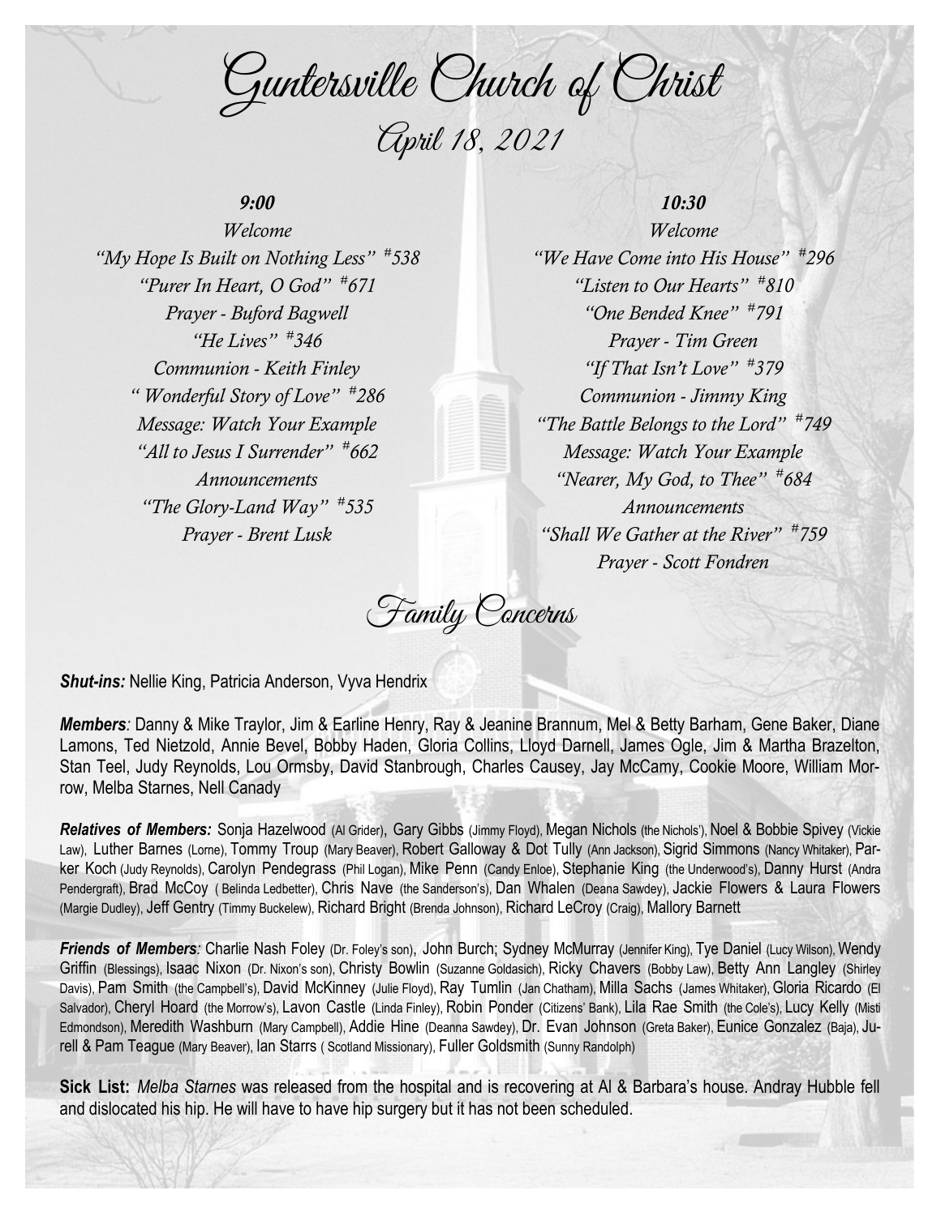# Guntersville Church of Christ

## April 18, 2021

***9:00***

*Welcome*
*"My Hope Is Built on Nothing Less" #538*
*"Purer In Heart, O God" #671*
*Prayer - Buford Bagwell*
*"He Lives" #346*
*Communion - Keith Finley*
*" Wonderful Story of Love" #286*
*Message: Watch Your Example*
*"All to Jesus I Surrender" #662*
*Announcements*
*"The Glory-Land Way" #535*
*Prayer - Brent Lusk*

***10:30***

*Welcome*
*"We Have Come into His House" #296*
*"Listen to Our Hearts" #810*
*"One Bended Knee" #791*
*Prayer - Tim Green*
*"If That Isn't Love" #379*
*Communion - Jimmy King*
*"The Battle Belongs to the Lord" #749*
*Message: Watch Your Example*
*"Nearer, My God, to Thee" #684*
*Announcements*
*"Shall We Gather at the River" #759*
*Prayer - Scott Fondren*

## Family Concerns

***Shut-ins:*** Nellie King, Patricia Anderson, Vyva Hendrix

***Members****:* Danny & Mike Traylor, Jim & Earline Henry, Ray & Jeanine Brannum, Mel & Betty Barham, Gene Baker, Diane Lamons, Ted Nietzold, Annie Bevel, Bobby Haden, Gloria Collins, Lloyd Darnell, James Ogle, Jim & Martha Brazelton, Stan Teel, Judy Reynolds, Lou Ormsby, David Stanbrough, Charles Causey, Jay McCamy, Cookie Moore, William Morrow, Melba Starnes, Nell Canady

***Relatives of Members:*** Sonja Hazelwood (Al Grider), Gary Gibbs (Jimmy Floyd), Megan Nichols (the Nichols'), Noel & Bobbie Spivey (Vickie Law), Luther Barnes (Lorne), Tommy Troup (Mary Beaver), Robert Galloway & Dot Tully (Ann Jackson), Sigrid Simmons (Nancy Whitaker), Parker Koch (Judy Reynolds), Carolyn Pendegrass (Phil Logan), Mike Penn (Candy Enloe), Stephanie King (the Underwood's), Danny Hurst (Andra Pendergraft), Brad McCoy ( Belinda Ledbetter), Chris Nave (the Sanderson's), Dan Whalen (Deana Sawdey), Jackie Flowers & Laura Flowers (Margie Dudley), Jeff Gentry (Timmy Buckelew), Richard Bright (Brenda Johnson), Richard LeCroy (Craig), Mallory Barnett

***Friends of Members****:* Charlie Nash Foley (Dr. Foley's son), John Burch; Sydney McMurray (Jennifer King), Tye Daniel (Lucy Wilson), Wendy Griffin (Blessings), Isaac Nixon (Dr. Nixon's son), Christy Bowlin (Suzanne Goldasich), Ricky Chavers (Bobby Law), Betty Ann Langley (Shirley Davis), Pam Smith (the Campbell's), David McKinney (Julie Floyd), Ray Tumlin (Jan Chatham), Milla Sachs (James Whitaker), Gloria Ricardo (El Salvador), Cheryl Hoard (the Morrow's), Lavon Castle (Linda Finley), Robin Ponder (Citizens' Bank), Lila Rae Smith (the Cole's), Lucy Kelly (Misti Edmondson), Meredith Washburn (Mary Campbell), Addie Hine (Deanna Sawdey), Dr. Evan Johnson (Greta Baker), Eunice Gonzalez (Baja), Jurell & Pam Teague (Mary Beaver), Ian Starrs ( Scotland Missionary), Fuller Goldsmith (Sunny Randolph)

**Sick List:** *Melba Starnes* was released from the hospital and is recovering at Al & Barbara's house. Andray Hubble fell and dislocated his hip. He will have to have hip surgery but it has not been scheduled.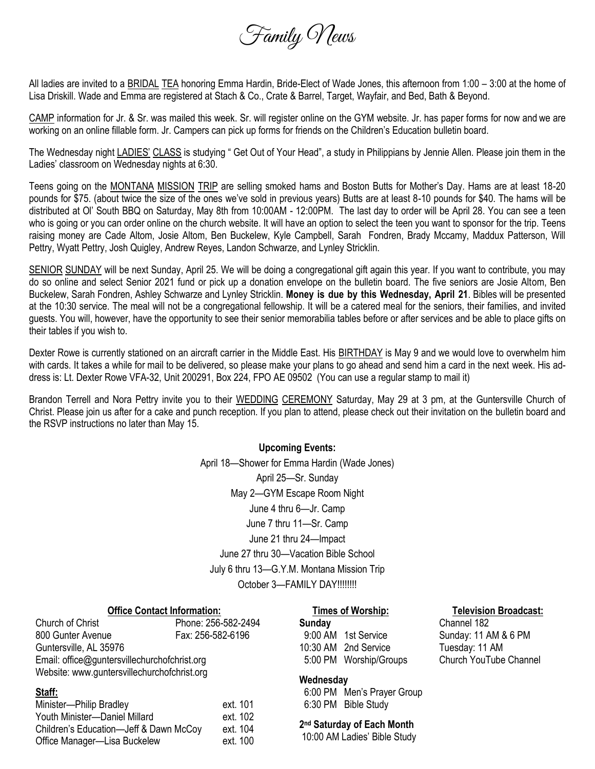# Family News

All ladies are invited to a BRIDAL TEA honoring Emma Hardin, Bride-Elect of Wade Jones, this afternoon from 1:00 – 3:00 at the home of Lisa Driskill. Wade and Emma are registered at Stach & Co., Crate & Barrel, Target, Wayfair, and Bed, Bath & Beyond.

CAMP information for Jr. & Sr. was mailed this week. Sr. will register online on the GYM website. Jr. has paper forms for now and we are working on an online fillable form. Jr. Campers can pick up forms for friends on the Children's Education bulletin board.

The Wednesday night LADIES' CLASS is studying " Get Out of Your Head", a study in Philippians by Jennie Allen. Please join them in the Ladies' classroom on Wednesday nights at 6:30.

Teens going on the MONTANA MISSION TRIP are selling smoked hams and Boston Butts for Mother's Day. Hams are at least 18-20 pounds for $75. (about twice the size of the ones we've sold in previous years) Butts are at least 8-10 pounds for $40. The hams will be distributed at Ol' South BBQ on Saturday, May 8th from 10:00AM - 12:00PM. The last day to order will be April 28. You can see a teen who is going or you can order online on the church website. It will have an option to select the teen you want to sponsor for the trip. Teens raising money are Cade Altom, Josie Altom, Ben Buckelew, Kyle Campbell, Sarah Fondren, Brady Mccamy, Maddux Patterson, Will Pettry, Wyatt Pettry, Josh Quigley, Andrew Reyes, Landon Schwarze, and Lynley Stricklin.

SENIOR SUNDAY will be next Sunday, April 25. We will be doing a congregational gift again this year. If you want to contribute, you may do so online and select Senior 2021 fund or pick up a donation envelope on the bulletin board. The five seniors are Josie Altom, Ben Buckelew, Sarah Fondren, Ashley Schwarze and Lynley Stricklin. **Money is due by this Wednesday, April 21**. Bibles will be presented at the 10:30 service. The meal will not be a congregational fellowship. It will be a catered meal for the seniors, their families, and invited guests. You will, however, have the opportunity to see their senior memorabilia tables before or after services and be able to place gifts on their tables if you wish to.

Dexter Rowe is currently stationed on an aircraft carrier in the Middle East. His BIRTHDAY is May 9 and we would love to overwhelm him with cards. It takes a while for mail to be delivered, so please make your plans to go ahead and send him a card in the next week. His address is: Lt. Dexter Rowe VFA-32, Unit 200291, Box 224, FPO AE 09502 (You can use a regular stamp to mail it)

Brandon Terrell and Nora Pettry invite you to their WEDDING CEREMONY Saturday, May 29 at 3 pm, at the Guntersville Church of Christ. Please join us after for a cake and punch reception. If you plan to attend, please check out their invitation on the bulletin board and the RSVP instructions no later than May 15.

**Upcoming Events:**

April 18—Shower for Emma Hardin (Wade Jones)
April 25—Sr. Sunday
May 2—GYM Escape Room Night
June 4 thru 6—Jr. Camp
June 7 thru 11—Sr. Camp
June 21 thru 24—Impact
June 27 thru 30—Vacation Bible School
July 6 thru 13—G.Y.M. Montana Mission Trip
October 3—FAMILY DAY!!!!!!!!

**Office Contact Information:**

Church of Christ — Phone: 256-582-2494
800 Gunter Avenue — Fax: 256-582-6196
Guntersville, AL 35976
Email: office@guntersvillechurchofchrist.org
Website: www.guntersvillechurchofchrist.org

**Staff:**

| | |
|---|---|
| Minister—Philip Bradley | ext. 101 |
| Youth Minister—Daniel Millard | ext. 102 |
| Children's Education—Jeff & Dawn McCoy | ext. 104 |
| Office Manager—Lisa Buckelew | ext. 100 |

**Times of Worship:**

**Sunday**
9:00 AM 1st Service
10:30 AM 2nd Service
5:00 PM Worship/Groups

**Wednesday**
6:00 PM Men's Prayer Group
6:30 PM Bible Study

**2nd Saturday of Each Month**
10:00 AM Ladies' Bible Study

**Television Broadcast:**

Channel 182
Sunday: 11 AM & 6 PM
Tuesday: 11 AM
Church YouTube Channel